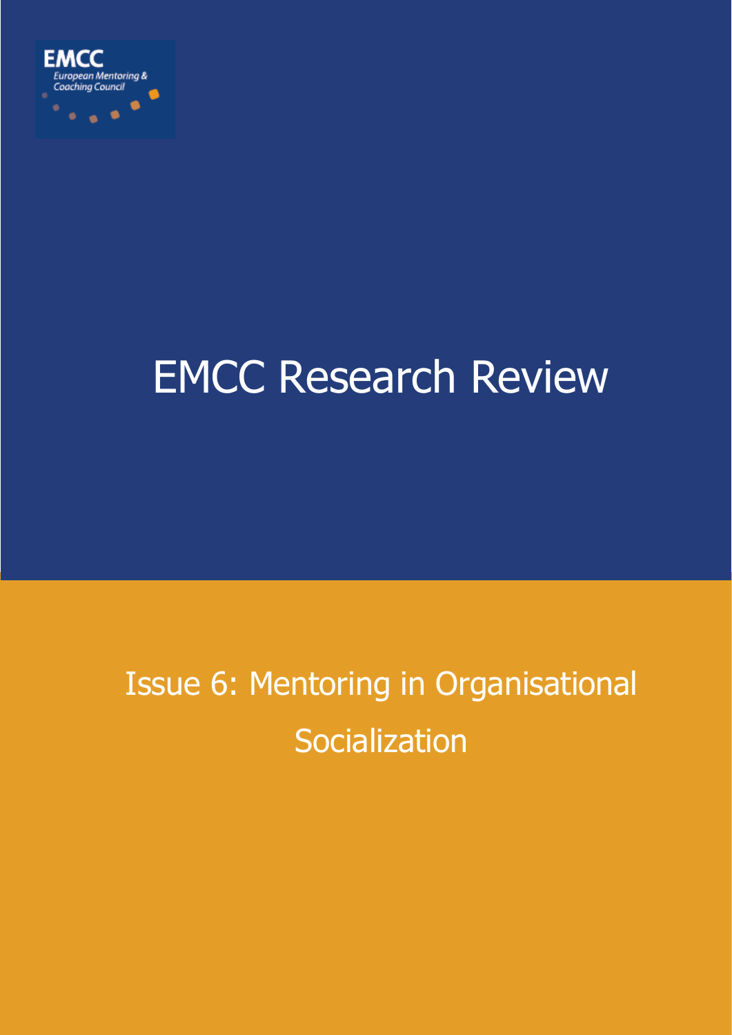EMCC
European Mentoring & Coaching Council

# EMCC Research Review

## Issue 6: Mentoring in Organisational Socialization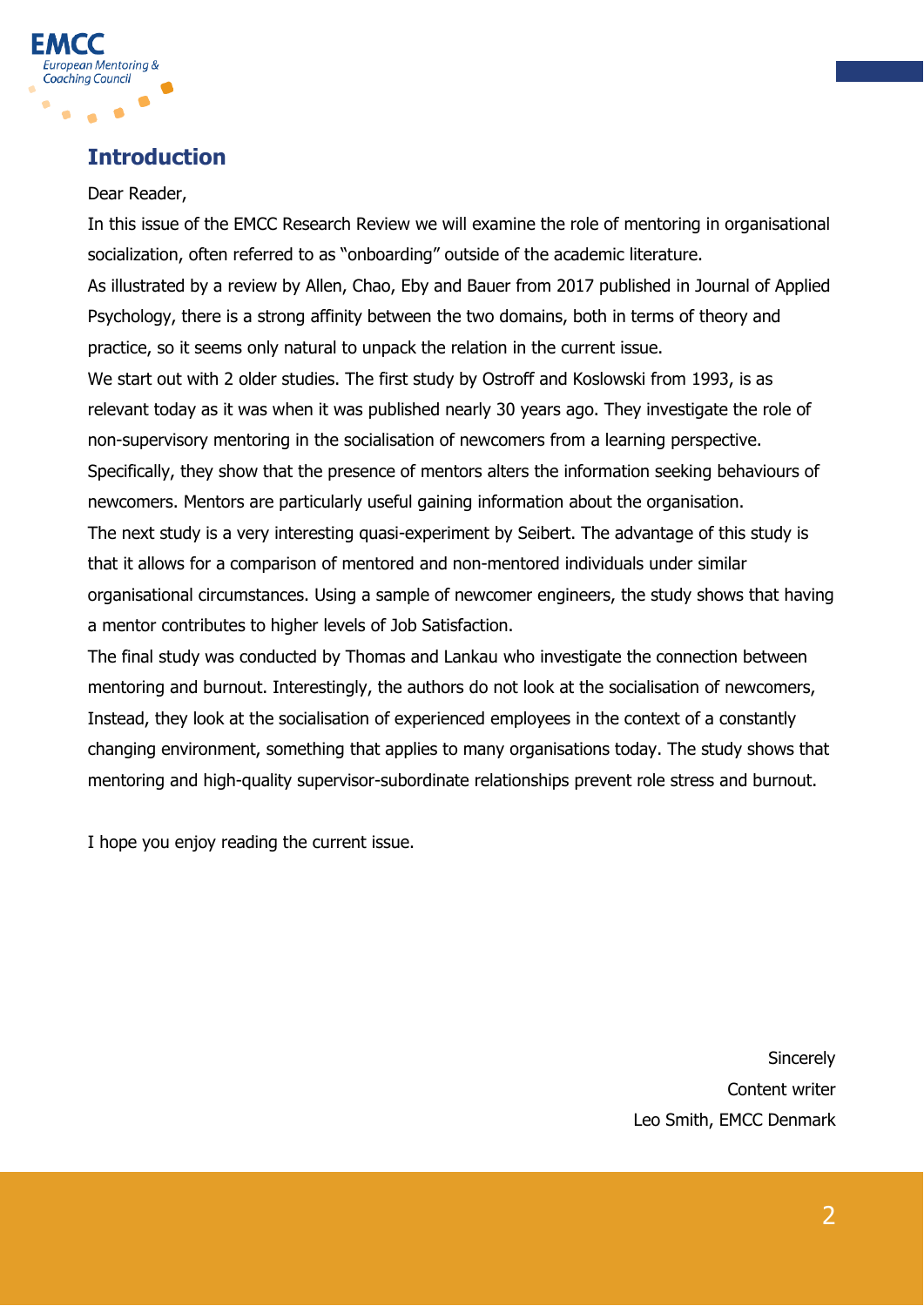## Introduction

Dear Reader,

In this issue of the EMCC Research Review we will examine the role of mentoring in organisational socialization, often referred to as "onboarding" outside of the academic literature.

As illustrated by a review by Allen, Chao, Eby and Bauer from 2017 published in Journal of Applied Psychology, there is a strong affinity between the two domains, both in terms of theory and practice, so it seems only natural to unpack the relation in the current issue.

We start out with 2 older studies. The first study by Ostroff and Koslowski from 1993, is as relevant today as it was when it was published nearly 30 years ago. They investigate the role of non-supervisory mentoring in the socialisation of newcomers from a learning perspective. Specifically, they show that the presence of mentors alters the information seeking behaviours of newcomers. Mentors are particularly useful gaining information about the organisation.

The next study is a very interesting quasi-experiment by Seibert. The advantage of this study is that it allows for a comparison of mentored and non-mentored individuals under similar organisational circumstances. Using a sample of newcomer engineers, the study shows that having a mentor contributes to higher levels of Job Satisfaction.

The final study was conducted by Thomas and Lankau who investigate the connection between mentoring and burnout. Interestingly, the authors do not look at the socialisation of newcomers, Instead, they look at the socialisation of experienced employees in the context of a constantly changing environment, something that applies to many organisations today. The study shows that mentoring and high-quality supervisor-subordinate relationships prevent role stress and burnout.

I hope you enjoy reading the current issue.

Sincerely
Content writer
Leo Smith, EMCC Denmark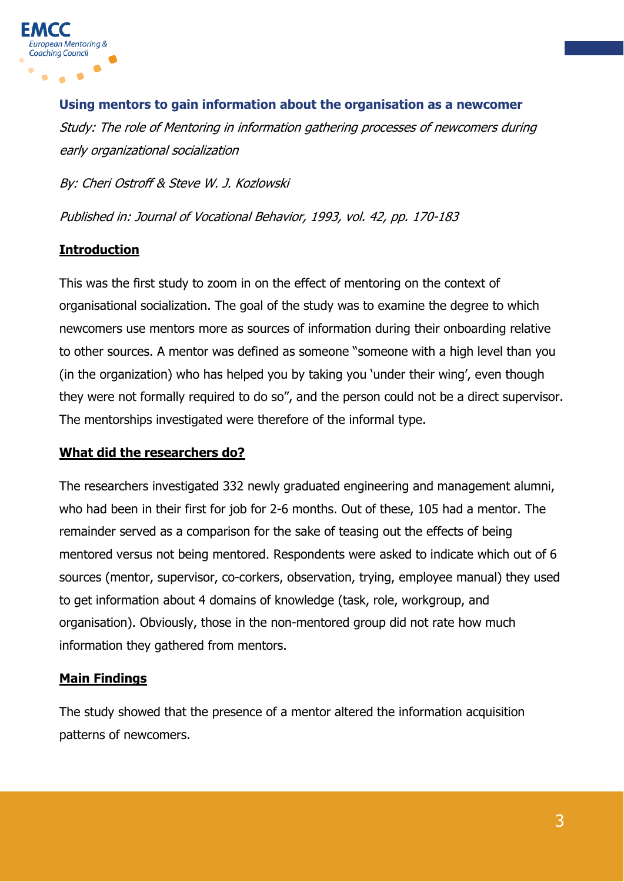## Using mentors to gain information about the organisation as a newcomer

*Study: The role of Mentoring in information gathering processes of newcomers during early organizational socialization*

*By: Cheri Ostroff & Steve W. J. Kozlowski*

*Published in: Journal of Vocational Behavior, 1993, vol. 42, pp. 170-183*

### Introduction

This was the first study to zoom in on the effect of mentoring on the context of organisational socialization. The goal of the study was to examine the degree to which newcomers use mentors more as sources of information during their onboarding relative to other sources. A mentor was defined as someone "someone with a high level than you (in the organization) who has helped you by taking you 'under their wing', even though they were not formally required to do so", and the person could not be a direct supervisor. The mentorships investigated were therefore of the informal type.

### What did the researchers do?

The researchers investigated 332 newly graduated engineering and management alumni, who had been in their first for job for 2-6 months. Out of these, 105 had a mentor. The remainder served as a comparison for the sake of teasing out the effects of being mentored versus not being mentored. Respondents were asked to indicate which out of 6 sources (mentor, supervisor, co-corkers, observation, trying, employee manual) they used to get information about 4 domains of knowledge (task, role, workgroup, and organisation). Obviously, those in the non-mentored group did not rate how much information they gathered from mentors.

### Main Findings

The study showed that the presence of a mentor altered the information acquisition patterns of newcomers.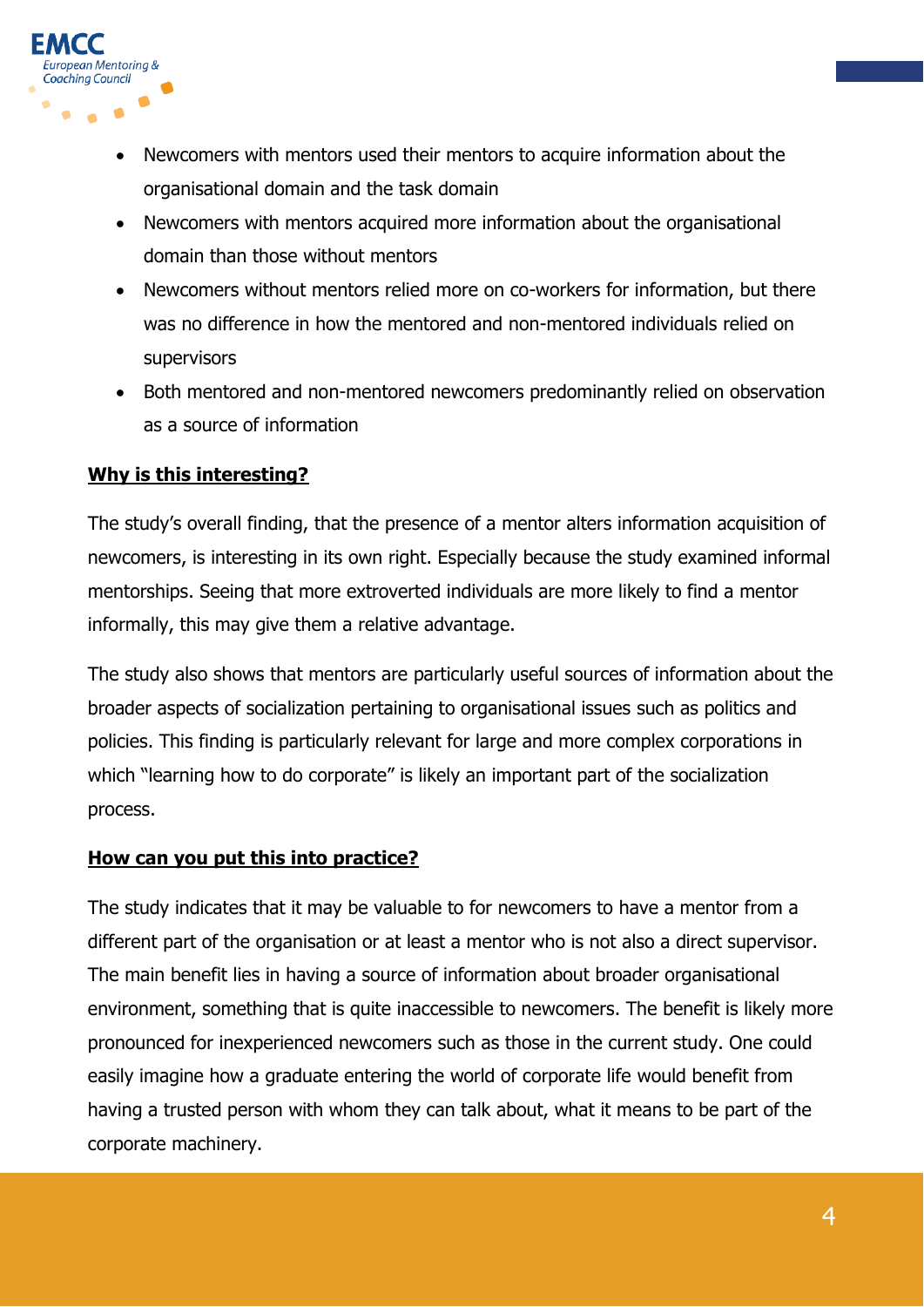- Newcomers with mentors used their mentors to acquire information about the organisational domain and the task domain
- Newcomers with mentors acquired more information about the organisational domain than those without mentors
- Newcomers without mentors relied more on co-workers for information, but there was no difference in how the mentored and non-mentored individuals relied on supervisors
- Both mentored and non-mentored newcomers predominantly relied on observation as a source of information

## Why is this interesting?

The study's overall finding, that the presence of a mentor alters information acquisition of newcomers, is interesting in its own right. Especially because the study examined informal mentorships. Seeing that more extroverted individuals are more likely to find a mentor informally, this may give them a relative advantage.

The study also shows that mentors are particularly useful sources of information about the broader aspects of socialization pertaining to organisational issues such as politics and policies. This finding is particularly relevant for large and more complex corporations in which "learning how to do corporate" is likely an important part of the socialization process.

## How can you put this into practice?

The study indicates that it may be valuable to for newcomers to have a mentor from a different part of the organisation or at least a mentor who is not also a direct supervisor. The main benefit lies in having a source of information about broader organisational environment, something that is quite inaccessible to newcomers. The benefit is likely more pronounced for inexperienced newcomers such as those in the current study. One could easily imagine how a graduate entering the world of corporate life would benefit from having a trusted person with whom they can talk about, what it means to be part of the corporate machinery.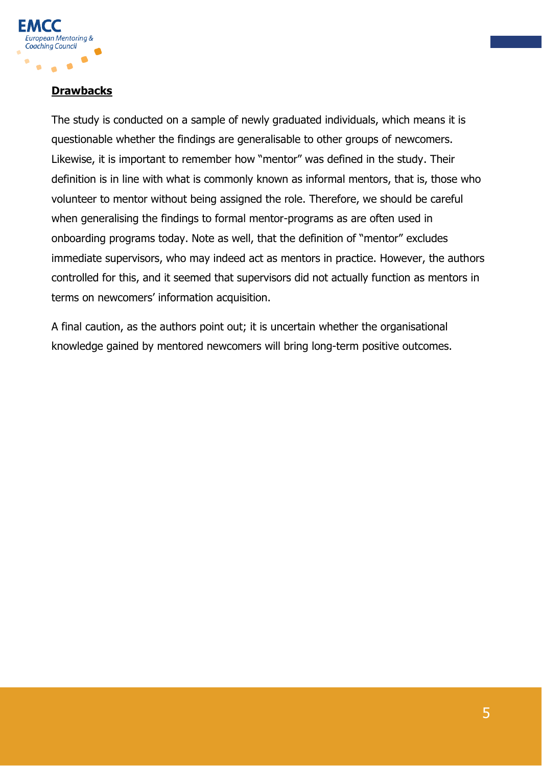**Drawbacks**

The study is conducted on a sample of newly graduated individuals, which means it is questionable whether the findings are generalisable to other groups of newcomers. Likewise, it is important to remember how "mentor" was defined in the study. Their definition is in line with what is commonly known as informal mentors, that is, those who volunteer to mentor without being assigned the role. Therefore, we should be careful when generalising the findings to formal mentor-programs as are often used in onboarding programs today. Note as well, that the definition of "mentor" excludes immediate supervisors, who may indeed act as mentors in practice. However, the authors controlled for this, and it seemed that supervisors did not actually function as mentors in terms on newcomers' information acquisition.

A final caution, as the authors point out; it is uncertain whether the organisational knowledge gained by mentored newcomers will bring long-term positive outcomes.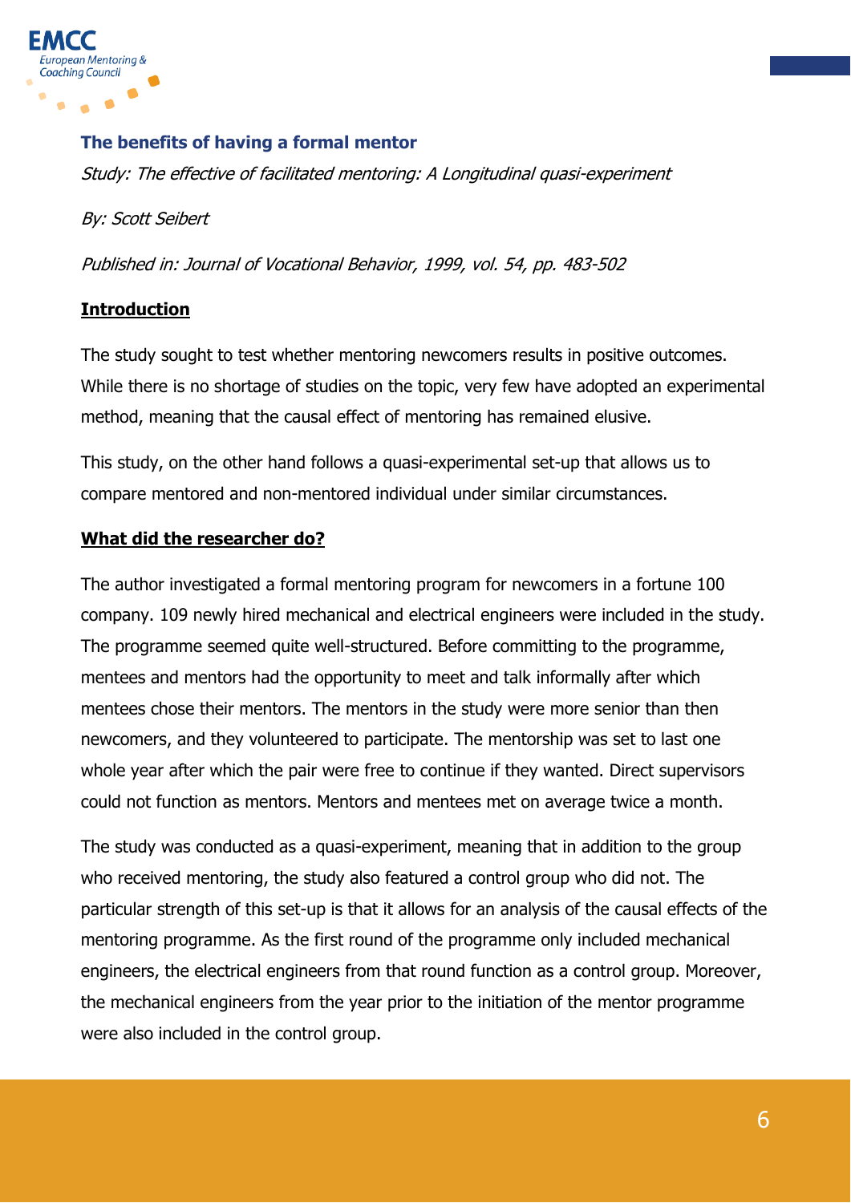## The benefits of having a formal mentor

*Study: The effective of facilitated mentoring: A Longitudinal quasi-experiment*

*By: Scott Seibert*

*Published in: Journal of Vocational Behavior, 1999, vol. 54, pp. 483-502*

### Introduction

The study sought to test whether mentoring newcomers results in positive outcomes. While there is no shortage of studies on the topic, very few have adopted an experimental method, meaning that the causal effect of mentoring has remained elusive.

This study, on the other hand follows a quasi-experimental set-up that allows us to compare mentored and non-mentored individual under similar circumstances.

### What did the researcher do?

The author investigated a formal mentoring program for newcomers in a fortune 100 company. 109 newly hired mechanical and electrical engineers were included in the study. The programme seemed quite well-structured. Before committing to the programme, mentees and mentors had the opportunity to meet and talk informally after which mentees chose their mentors. The mentors in the study were more senior than then newcomers, and they volunteered to participate. The mentorship was set to last one whole year after which the pair were free to continue if they wanted. Direct supervisors could not function as mentors. Mentors and mentees met on average twice a month.

The study was conducted as a quasi-experiment, meaning that in addition to the group who received mentoring, the study also featured a control group who did not. The particular strength of this set-up is that it allows for an analysis of the causal effects of the mentoring programme. As the first round of the programme only included mechanical engineers, the electrical engineers from that round function as a control group. Moreover, the mechanical engineers from the year prior to the initiation of the mentor programme were also included in the control group.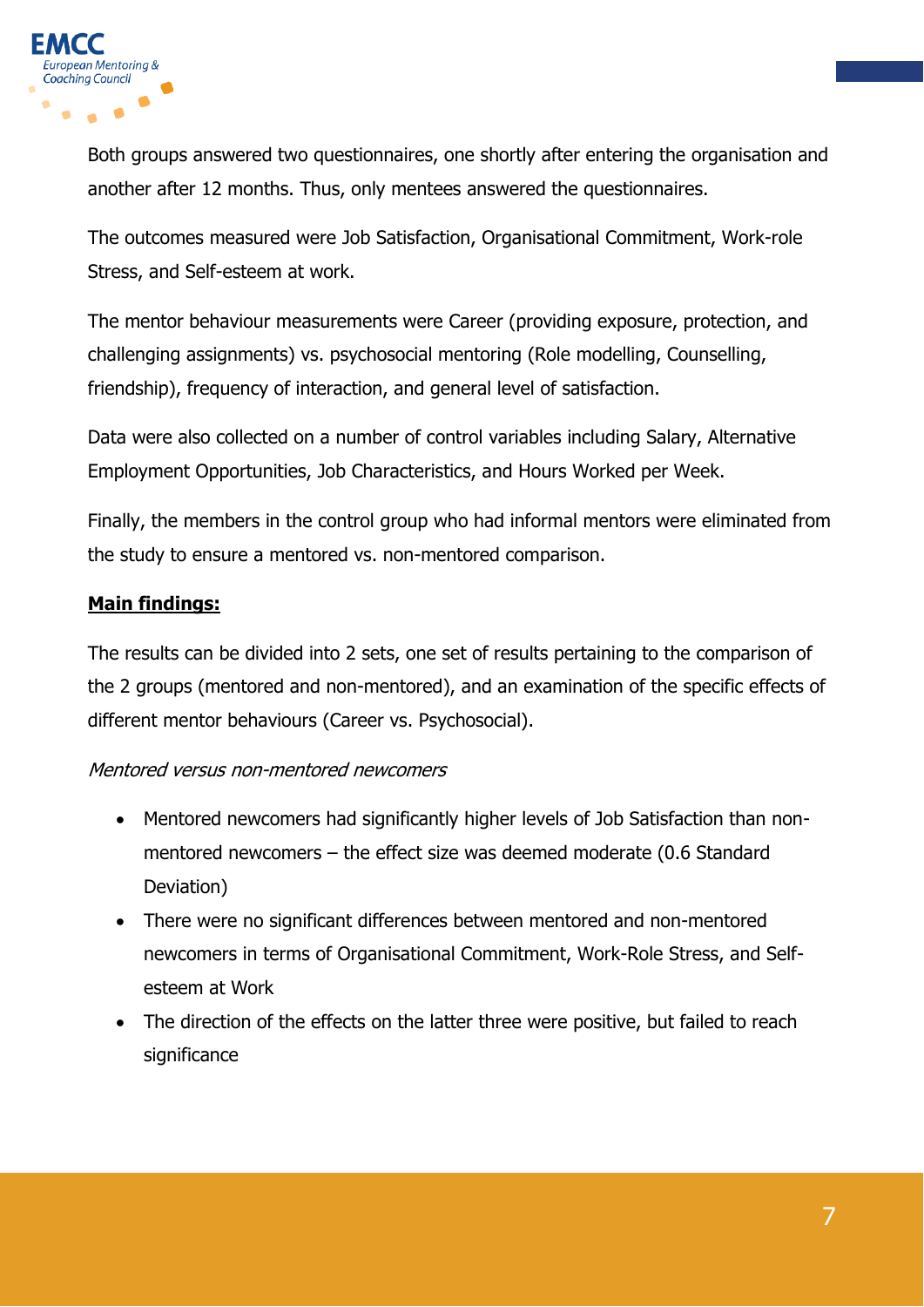Both groups answered two questionnaires, one shortly after entering the organisation and another after 12 months. Thus, only mentees answered the questionnaires.

The outcomes measured were Job Satisfaction, Organisational Commitment, Work-role Stress, and Self-esteem at work.

The mentor behaviour measurements were Career (providing exposure, protection, and challenging assignments) vs. psychosocial mentoring (Role modelling, Counselling, friendship), frequency of interaction, and general level of satisfaction.

Data were also collected on a number of control variables including Salary, Alternative Employment Opportunities, Job Characteristics, and Hours Worked per Week.

Finally, the members in the control group who had informal mentors were eliminated from the study to ensure a mentored vs. non-mentored comparison.

**Main findings:**

The results can be divided into 2 sets, one set of results pertaining to the comparison of the 2 groups (mentored and non-mentored), and an examination of the specific effects of different mentor behaviours (Career vs. Psychosocial).

*Mentored versus non-mentored newcomers*

- Mentored newcomers had significantly higher levels of Job Satisfaction than non-mentored newcomers – the effect size was deemed moderate (0.6 Standard Deviation)
- There were no significant differences between mentored and non-mentored newcomers in terms of Organisational Commitment, Work-Role Stress, and Self-esteem at Work
- The direction of the effects on the latter three were positive, but failed to reach significance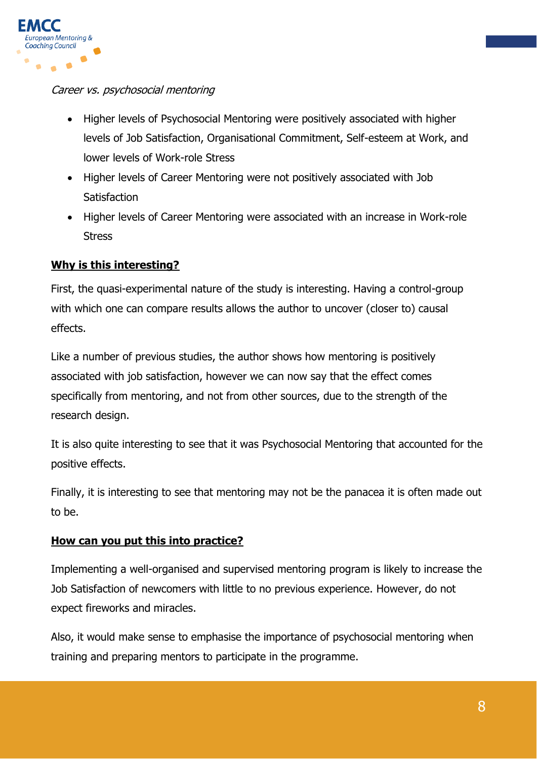*Career vs. psychosocial mentoring*

- Higher levels of Psychosocial Mentoring were positively associated with higher levels of Job Satisfaction, Organisational Commitment, Self-esteem at Work, and lower levels of Work-role Stress
- Higher levels of Career Mentoring were not positively associated with Job Satisfaction
- Higher levels of Career Mentoring were associated with an increase in Work-role Stress

**Why is this interesting?**

First, the quasi-experimental nature of the study is interesting. Having a control-group with which one can compare results allows the author to uncover (closer to) causal effects.

Like a number of previous studies, the author shows how mentoring is positively associated with job satisfaction, however we can now say that the effect comes specifically from mentoring, and not from other sources, due to the strength of the research design.

It is also quite interesting to see that it was Psychosocial Mentoring that accounted for the positive effects.

Finally, it is interesting to see that mentoring may not be the panacea it is often made out to be.

**How can you put this into practice?**

Implementing a well-organised and supervised mentoring program is likely to increase the Job Satisfaction of newcomers with little to no previous experience. However, do not expect fireworks and miracles.

Also, it would make sense to emphasise the importance of psychosocial mentoring when training and preparing mentors to participate in the programme.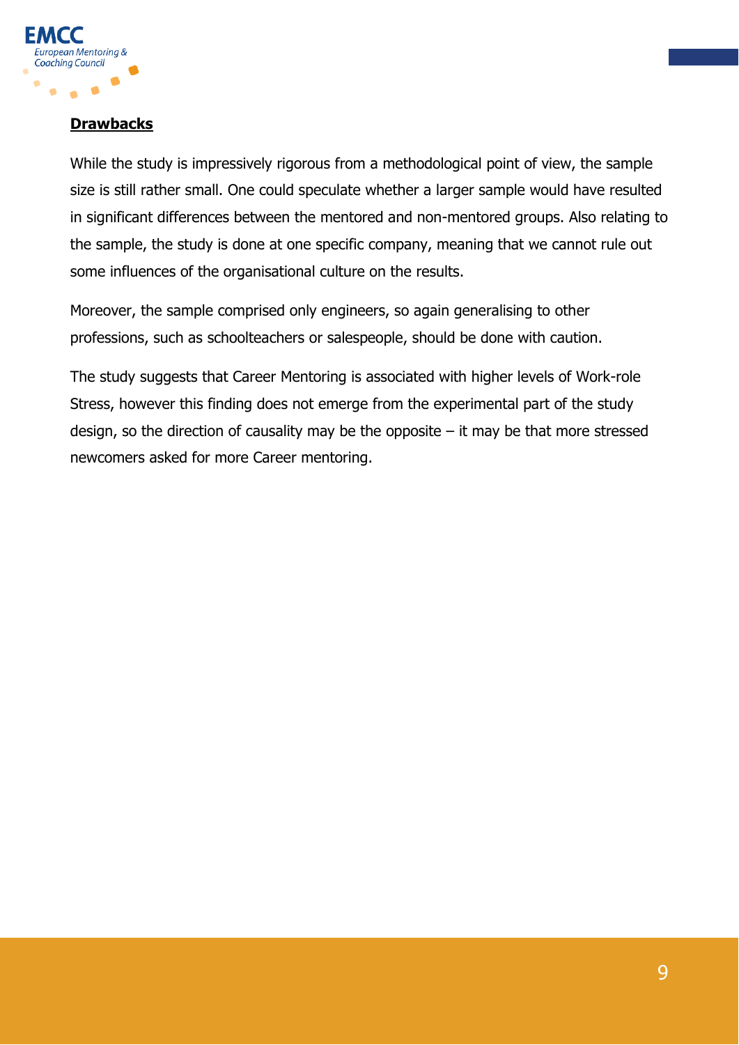**Drawbacks**

While the study is impressively rigorous from a methodological point of view, the sample size is still rather small. One could speculate whether a larger sample would have resulted in significant differences between the mentored and non-mentored groups. Also relating to the sample, the study is done at one specific company, meaning that we cannot rule out some influences of the organisational culture on the results.

Moreover, the sample comprised only engineers, so again generalising to other professions, such as schoolteachers or salespeople, should be done with caution.

The study suggests that Career Mentoring is associated with higher levels of Work-role Stress, however this finding does not emerge from the experimental part of the study design, so the direction of causality may be the opposite – it may be that more stressed newcomers asked for more Career mentoring.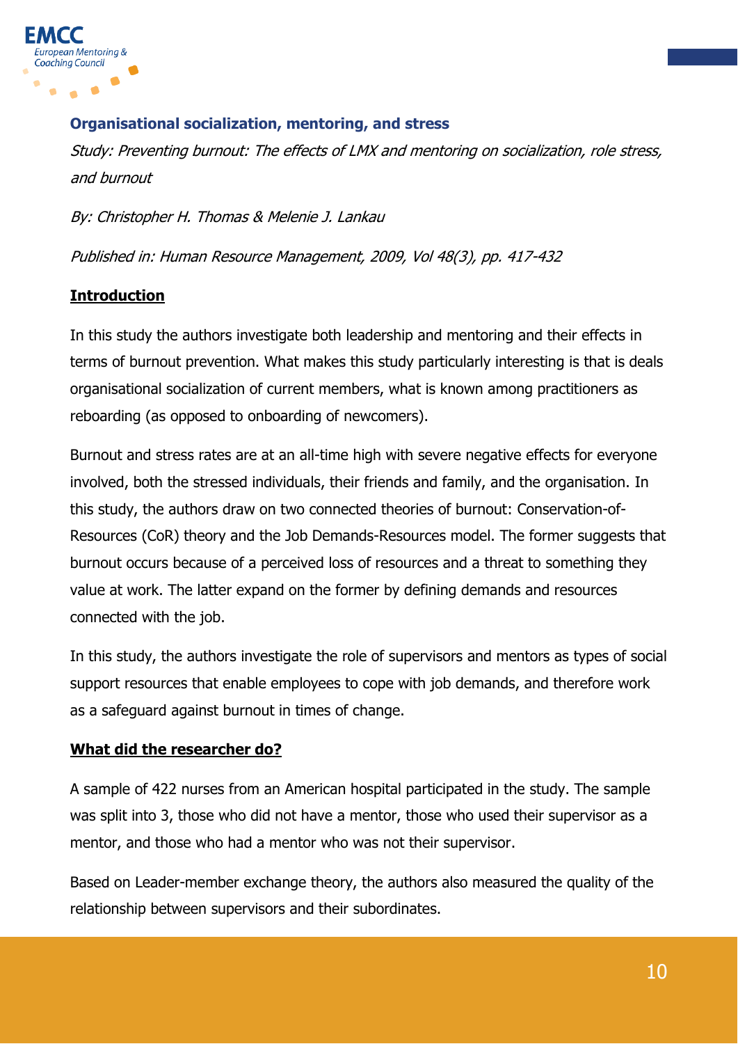### Organisational socialization, mentoring, and stress

*Study: Preventing burnout: The effects of LMX and mentoring on socialization, role stress, and burnout*

*By: Christopher H. Thomas & Melenie J. Lankau*

*Published in: Human Resource Management, 2009, Vol 48(3), pp. 417-432*

**Introduction**

In this study the authors investigate both leadership and mentoring and their effects in terms of burnout prevention. What makes this study particularly interesting is that is deals organisational socialization of current members, what is known among practitioners as reboarding (as opposed to onboarding of newcomers).

Burnout and stress rates are at an all-time high with severe negative effects for everyone involved, both the stressed individuals, their friends and family, and the organisation. In this study, the authors draw on two connected theories of burnout: Conservation-of-Resources (CoR) theory and the Job Demands-Resources model. The former suggests that burnout occurs because of a perceived loss of resources and a threat to something they value at work. The latter expand on the former by defining demands and resources connected with the job.

In this study, the authors investigate the role of supervisors and mentors as types of social support resources that enable employees to cope with job demands, and therefore work as a safeguard against burnout in times of change.

**What did the researcher do?**

A sample of 422 nurses from an American hospital participated in the study. The sample was split into 3, those who did not have a mentor, those who used their supervisor as a mentor, and those who had a mentor who was not their supervisor.

Based on Leader-member exchange theory, the authors also measured the quality of the relationship between supervisors and their subordinates.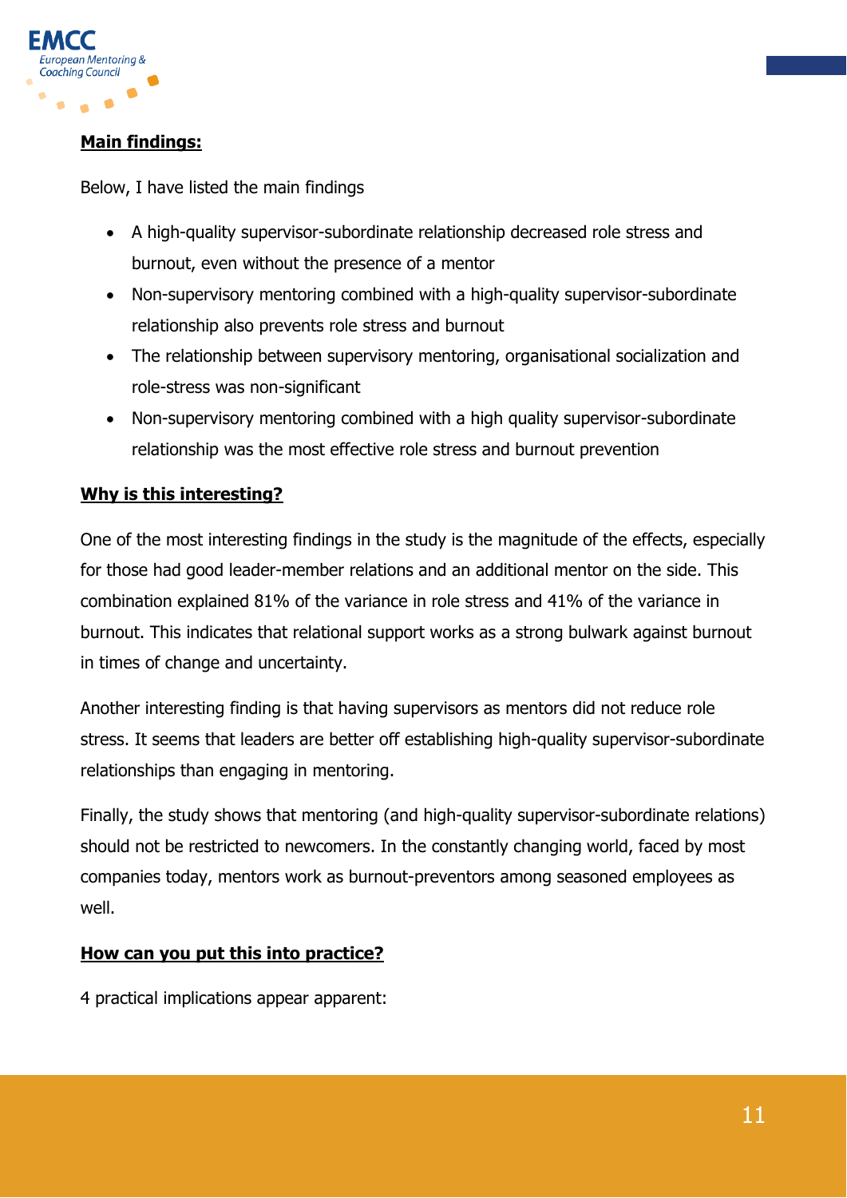**Main findings:**

Below, I have listed the main findings

- A high-quality supervisor-subordinate relationship decreased role stress and burnout, even without the presence of a mentor
- Non-supervisory mentoring combined with a high-quality supervisor-subordinate relationship also prevents role stress and burnout
- The relationship between supervisory mentoring, organisational socialization and role-stress was non-significant
- Non-supervisory mentoring combined with a high quality supervisor-subordinate relationship was the most effective role stress and burnout prevention

**Why is this interesting?**

One of the most interesting findings in the study is the magnitude of the effects, especially for those had good leader-member relations and an additional mentor on the side. This combination explained 81% of the variance in role stress and 41% of the variance in burnout. This indicates that relational support works as a strong bulwark against burnout in times of change and uncertainty.

Another interesting finding is that having supervisors as mentors did not reduce role stress. It seems that leaders are better off establishing high-quality supervisor-subordinate relationships than engaging in mentoring.

Finally, the study shows that mentoring (and high-quality supervisor-subordinate relations) should not be restricted to newcomers. In the constantly changing world, faced by most companies today, mentors work as burnout-preventors among seasoned employees as well.

**How can you put this into practice?**

4 practical implications appear apparent: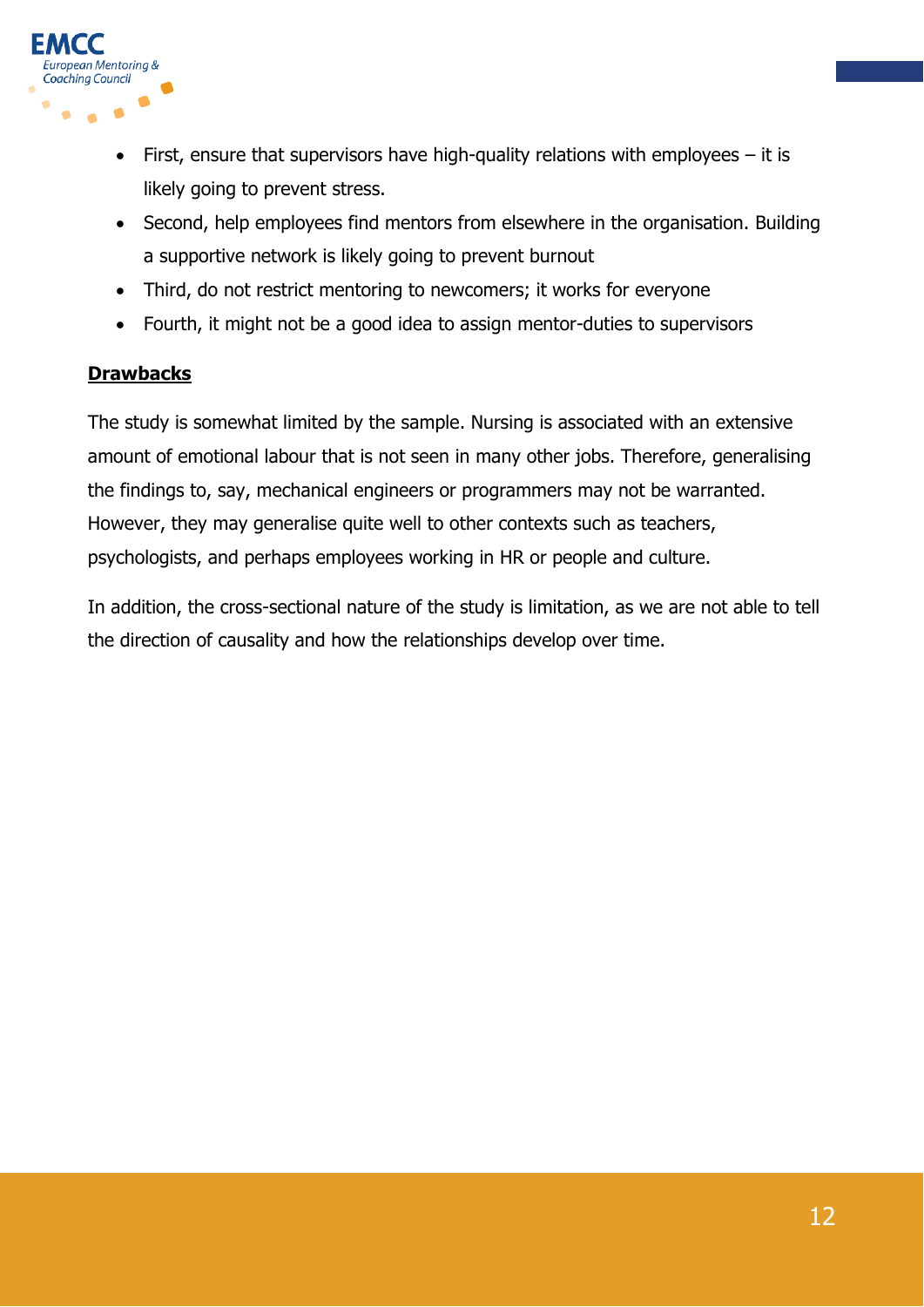- First, ensure that supervisors have high-quality relations with employees – it is likely going to prevent stress.
- Second, help employees find mentors from elsewhere in the organisation. Building a supportive network is likely going to prevent burnout
- Third, do not restrict mentoring to newcomers; it works for everyone
- Fourth, it might not be a good idea to assign mentor-duties to supervisors

**Drawbacks**

The study is somewhat limited by the sample. Nursing is associated with an extensive amount of emotional labour that is not seen in many other jobs. Therefore, generalising the findings to, say, mechanical engineers or programmers may not be warranted. However, they may generalise quite well to other contexts such as teachers, psychologists, and perhaps employees working in HR or people and culture.

In addition, the cross-sectional nature of the study is limitation, as we are not able to tell the direction of causality and how the relationships develop over time.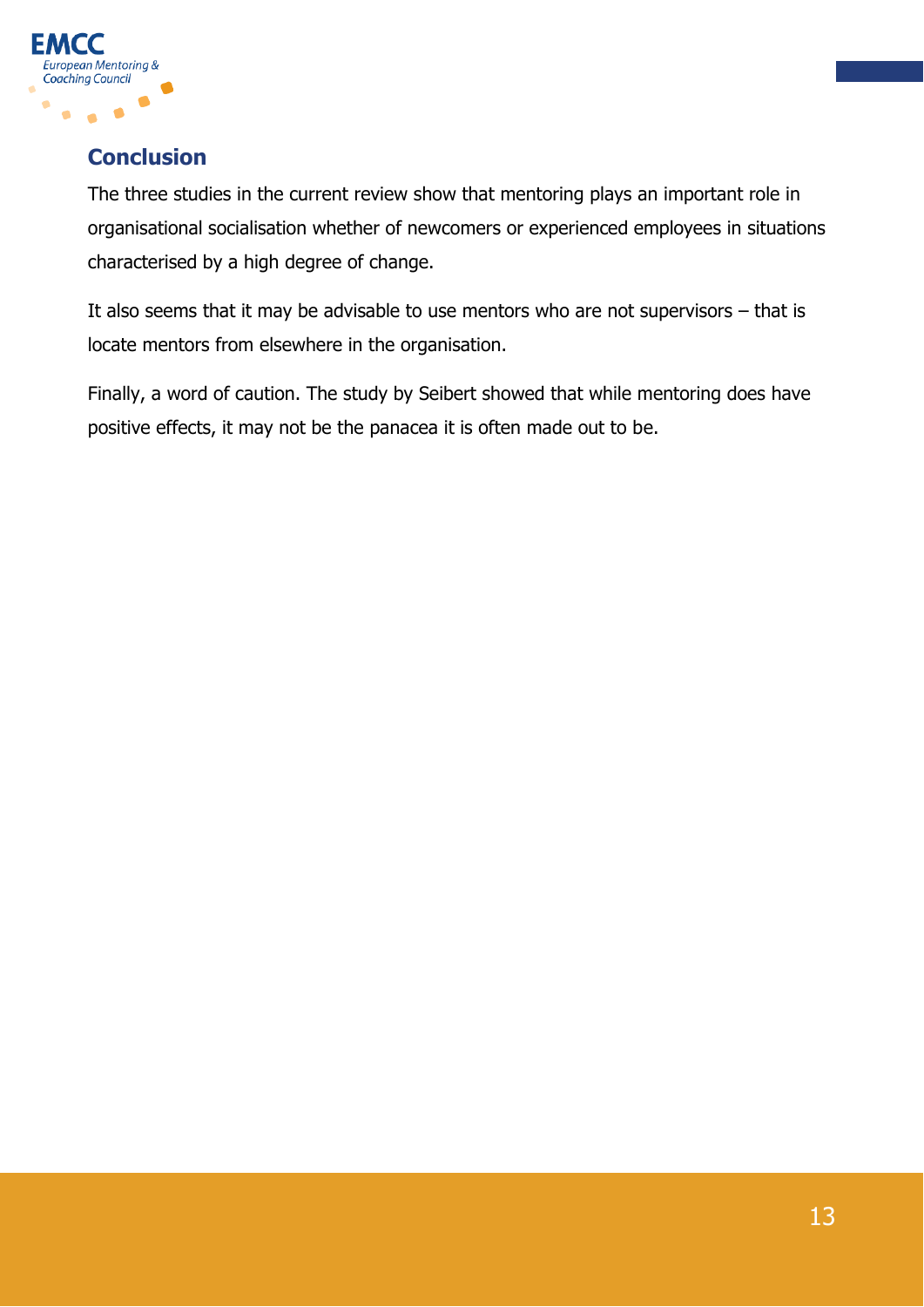## Conclusion

The three studies in the current review show that mentoring plays an important role in organisational socialisation whether of newcomers or experienced employees in situations characterised by a high degree of change.

It also seems that it may be advisable to use mentors who are not supervisors – that is locate mentors from elsewhere in the organisation.

Finally, a word of caution. The study by Seibert showed that while mentoring does have positive effects, it may not be the panacea it is often made out to be.